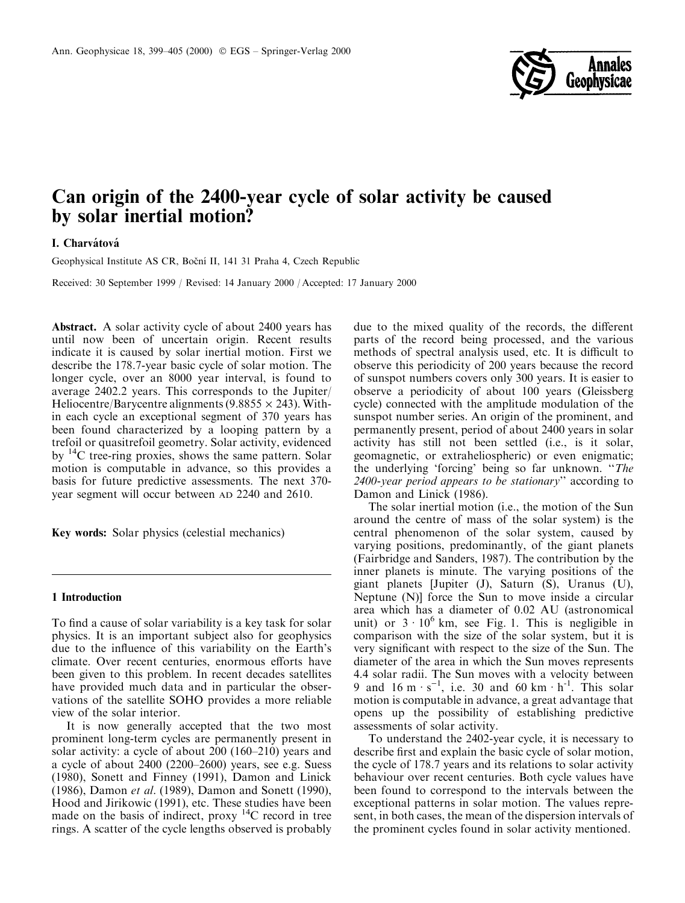# Can origin of the 2400-year cycle of solar activity be caused by solar inertial motion?

I. Charvátová

Geophysical Institute AS CR, Boční II, 141 31 Praha 4, Czech Republic

Received: 30 September 1999 / Revised: 14 January 2000 / Accepted: 17 January 2000

**Abstract.** A solar activity cycle of about 2400 years has until now been of uncertain origin. Recent results indicate it is caused by solar inertial motion. First we describe the 178.7-year basic cycle of solar motion. The longer cycle, over an 8000 year interval, is found to average 2402.2 years. This corresponds to the Jupiter/Heliocentre/Barycentre alignments ($9.8855 \times 243$). Within each cycle an exceptional segment of 370 years has been found characterized by a looping pattern by a trefoil or quasitrefoil geometry. Solar activity, evidenced by $^{14}C$ tree-ring proxies, shows the same pattern. Solar motion is computable in advance, so this provides a basis for future predictive assessments. The next 370-year segment will occur between AD 2240 and 2610.

**Key words:** Solar physics (celestial mechanics)

## 1 Introduction

To find a cause of solar variability is a key task for solar physics. It is an important subject also for geophysics due to the influence of this variability on the Earth's climate. Over recent centuries, enormous efforts have been given to this problem. In recent decades satellites have provided much data and in particular the observations of the satellite SOHO provides a more reliable view of the solar interior.

It is now generally accepted that the two most prominent long-term cycles are permanently present in solar activity: a cycle of about 200 (160–210) years and a cycle of about 2400 (2200–2600) years, see e.g. Suess (1980), Sonett and Finney (1991), Damon and Linick (1986), Damon *et al.* (1989), Damon and Sonett (1990), Hood and Jirikowic (1991), etc. These studies have been made on the basis of indirect, proxy $^{14}C$ record in tree rings. A scatter of the cycle lengths observed is probably due to the mixed quality of the records, the different parts of the record being processed, and the various methods of spectral analysis used, etc. It is difficult to observe this periodicity of 200 years because the record of sunspot numbers covers only 300 years. It is easier to observe a periodicity of about 100 years (Gleissberg cycle) connected with the amplitude modulation of the sunspot number series. An origin of the prominent, and permanently present, period of about 2400 years in solar activity has still not been settled (i.e., is it solar, geomagnetic, or extraheliospheric) or even enigmatic; the underlying 'forcing' being so far unknown. "*The 2400-year period appears to be stationary*" according to Damon and Linick (1986).

The solar inertial motion (i.e., the motion of the Sun around the centre of mass of the solar system) is the central phenomenon of the solar system, caused by varying positions, predominantly, of the giant planets (Fairbridge and Sanders, 1987). The contribution by the inner planets is minute. The varying positions of the giant planets [Jupiter (J), Saturn (S), Uranus (U), Neptune (N)] force the Sun to move inside a circular area which has a diameter of 0.02 AU (astronomical unit) or $3 \cdot 10^6$ km, see Fig. 1. This is negligible in comparison with the size of the solar system, but it is very significant with respect to the size of the Sun. The diameter of the area in which the Sun moves represents 4.4 solar radii. The Sun moves with a velocity between 9 and 16 $m \cdot s^{-1}$, i.e. 30 and 60 $km \cdot h^{-1}$. This solar motion is computable in advance, a great advantage that opens up the possibility of establishing predictive assessments of solar activity.

To understand the 2402-year cycle, it is necessary to describe first and explain the basic cycle of solar motion, the cycle of 178.7 years and its relations to solar activity behaviour over recent centuries. Both cycle values have been found to correspond to the intervals between the exceptional patterns in solar motion. The values represent, in both cases, the mean of the dispersion intervals of the prominent cycles found in solar activity mentioned.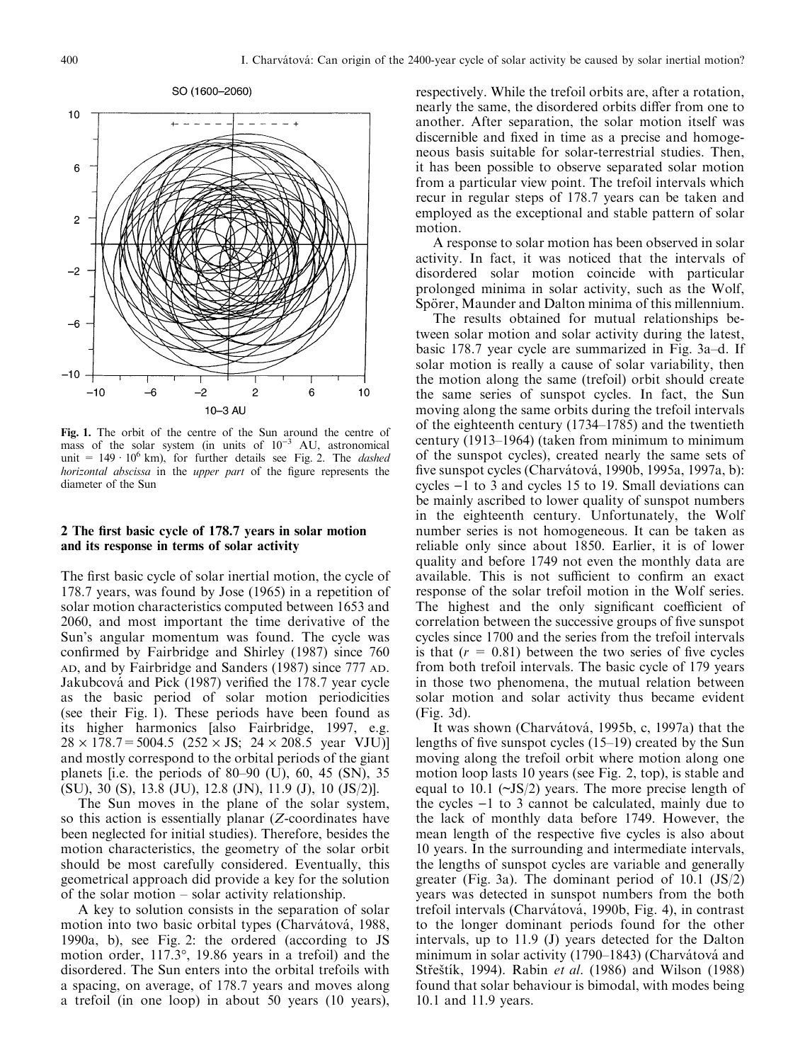SO (1600–2060)

**Fig. 1.** The orbit of the centre of the Sun around the centre of mass of the solar system (in units of $10^{-3}$ AU, astronomical unit = $149 \cdot 10^6$ km), for further details see Fig. 2. The *dashed horizontal abscissa* in the *upper part* of the figure represents the diameter of the Sun

## 2 The first basic cycle of 178.7 years in solar motion and its response in terms of solar activity

The first basic cycle of solar inertial motion, the cycle of 178.7 years, was found by Jose (1965) in a repetition of solar motion characteristics computed between 1653 and 2060, and most important the time derivative of the Sun's angular momentum was found. The cycle was confirmed by Fairbridge and Shirley (1987) since 760 AD, and by Fairbridge and Sanders (1987) since 777 AD. Jakubcová and Pick (1987) verified the 178.7 year cycle as the basic period of solar motion periodicities (see their Fig. 1). These periods have been found as its higher harmonics [also Fairbridge, 1997, e.g. $28 \times 178.7 = 5004.5$ ($252 \times$ JS; $24 \times 208.5$ year VJU)] and mostly correspond to the orbital periods of the giant planets [i.e. the periods of 80–90 (U), 60, 45 (SN), 35 (SU), 30 (S), 13.8 (JU), 12.8 (JN), 11.9 (J), 10 (JS/2)].

The Sun moves in the plane of the solar system, so this action is essentially planar (Z-coordinates have been neglected for initial studies). Therefore, besides the motion characteristics, the geometry of the solar orbit should be most carefully considered. Eventually, this geometrical approach did provide a key for the solution of the solar motion – solar activity relationship.

A key to solution consists in the separation of solar motion into two basic orbital types (Charvátová, 1988, 1990a, b), see Fig. 2: the ordered (according to JS motion order, 117.3°, 19.86 years in a trefoil) and the disordered. The Sun enters into the orbital trefoils with a spacing, on average, of 178.7 years and moves along a trefoil (in one loop) in about 50 years (10 years), respectively. While the trefoil orbits are, after a rotation, nearly the same, the disordered orbits differ from one to another. After separation, the solar motion itself was discernible and fixed in time as a precise and homogeneous basis suitable for solar-terrestrial studies. Then, it has been possible to observe separated solar motion from a particular view point. The trefoil intervals which recur in regular steps of 178.7 years can be taken and employed as the exceptional and stable pattern of solar motion.

A response to solar motion has been observed in solar activity. In fact, it was noticed that the intervals of disordered solar motion coincide with particular prolonged minima in solar activity, such as the Wolf, Spörer, Maunder and Dalton minima of this millennium.

The results obtained for mutual relationships between solar motion and solar activity during the latest, basic 178.7 year cycle are summarized in Fig. 3a–d. If solar motion is really a cause of solar variability, then the motion along the same (trefoil) orbit should create the same series of sunspot cycles. In fact, the Sun moving along the same orbits during the trefoil intervals of the eighteenth century (1734–1785) and the twentieth century (1913–1964) (taken from minimum to minimum of the sunspot cycles), created nearly the same sets of five sunspot cycles (Charvátová, 1990b, 1995a, 1997a, b): cycles −1 to 3 and cycles 15 to 19. Small deviations can be mainly ascribed to lower quality of sunspot numbers in the eighteenth century. Unfortunately, the Wolf number series is not homogeneous. It can be taken as reliable only since about 1850. Earlier, it is of lower quality and before 1749 not even the monthly data are available. This is not sufficient to confirm an exact response of the solar trefoil motion in the Wolf series. The highest and the only significant coefficient of correlation between the successive groups of five sunspot cycles since 1700 and the series from the trefoil intervals is that ($r = 0.81$) between the two series of five cycles from both trefoil intervals. The basic cycle of 179 years in those two phenomena, the mutual relation between solar motion and solar activity thus became evident (Fig. 3d).

It was shown (Charvátová, 1995b, c, 1997a) that the lengths of five sunspot cycles (15–19) created by the Sun moving along the trefoil orbit where motion along one motion loop lasts 10 years (see Fig. 2, top), is stable and equal to 10.1 (~JS/2) years. The more precise length of the cycles −1 to 3 cannot be calculated, mainly due to the lack of monthly data before 1749. However, the mean length of the respective five cycles is also about 10 years. In the surrounding and intermediate intervals, the lengths of sunspot cycles are variable and generally greater (Fig. 3a). The dominant period of 10.1 (JS/2) years was detected in sunspot numbers from the both trefoil intervals (Charvátová, 1990b, Fig. 4), in contrast to the longer dominant periods found for the other intervals, up to 11.9 (J) years detected for the Dalton minimum in solar activity (1790–1843) (Charvátová and Střeštík, 1994). Rabin *et al.* (1986) and Wilson (1988) found that solar behaviour is bimodal, with modes being 10.1 and 11.9 years.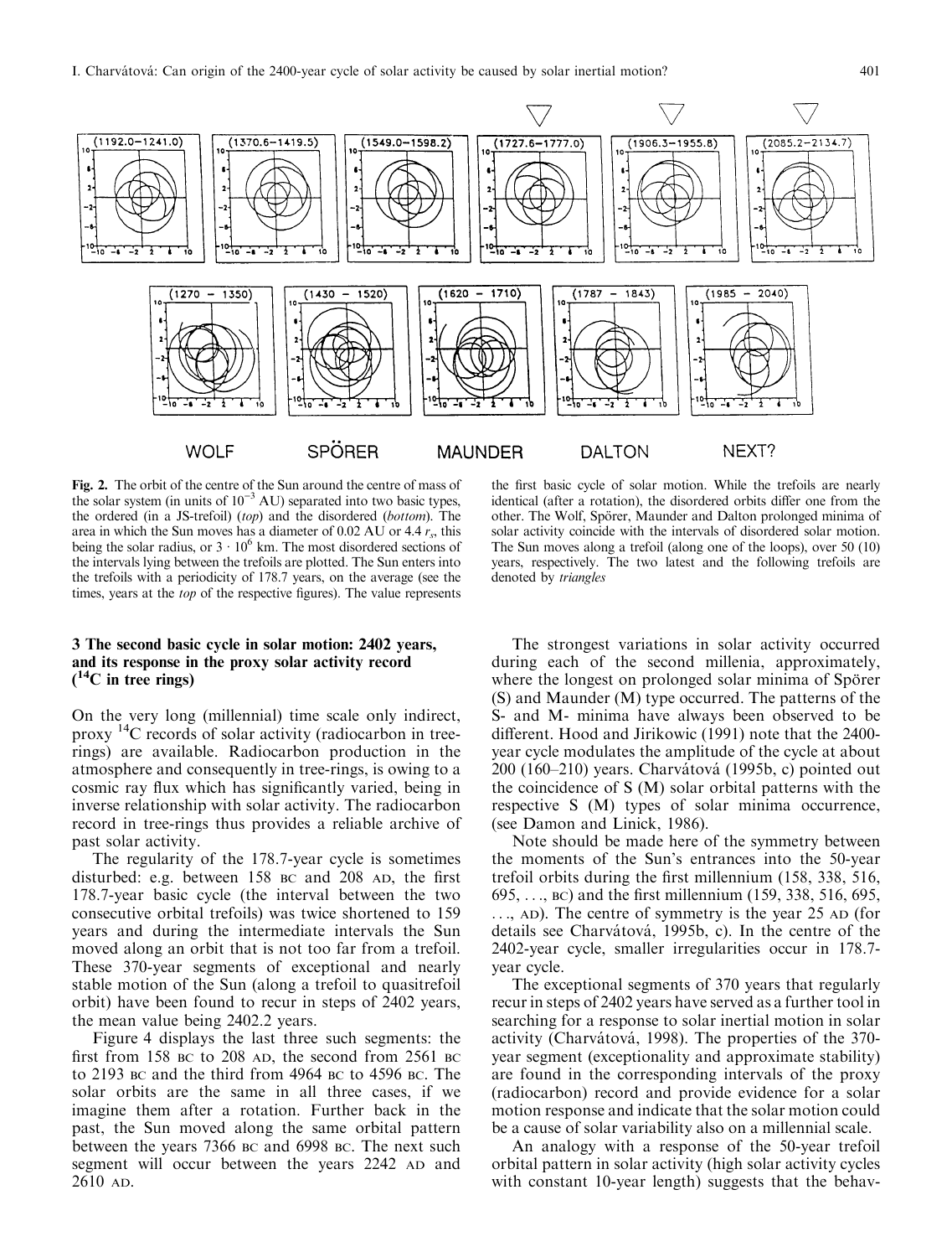**Fig. 2.** The orbit of the centre of the Sun around the centre of mass of the solar system (in units of $10^{-3}$ AU) separated into two basic types, the ordered (in a JS-trefoil) (*top*) and the disordered (*bottom*). The area in which the Sun moves has a diameter of 0.02 AU or 4.4 $r_s$, this being the solar radius, or $3 \cdot 10^6$ km. The most disordered sections of the intervals lying between the trefoils are plotted. The Sun enters into the trefoils with a periodicity of 178.7 years, on the average (see the times, years at the *top* of the respective figures). The value represents the first basic cycle of solar motion. While the trefoils are nearly identical (after a rotation), the disordered orbits differ one from the other. The Wolf, Spörer, Maunder and Dalton prolonged minima of solar activity coincide with the intervals of disordered solar motion. The Sun moves along a trefoil (along one of the loops), over 50 (10) years, respectively. The two latest and the following trefoils are denoted by *triangles*

## 3 The second basic cycle in solar motion: 2402 years, and its response in the proxy solar activity record ($^{14}$C in tree rings)

On the very long (millennial) time scale only indirect, proxy $^{14}$C records of solar activity (radiocarbon in tree-rings) are available. Radiocarbon production in the atmosphere and consequently in tree-rings, is owing to a cosmic ray flux which has significantly varied, being in inverse relationship with solar activity. The radiocarbon record in tree-rings thus provides a reliable archive of past solar activity.

The regularity of the 178.7-year cycle is sometimes disturbed: e.g. between 158 BC and 208 AD, the first 178.7-year basic cycle (the interval between the two consecutive orbital trefoils) was twice shortened to 159 years and during the intermediate intervals the Sun moved along an orbit that is not too far from a trefoil. These 370-year segments of exceptional and nearly stable motion of the Sun (along a trefoil to quasitrefoil orbit) have been found to recur in steps of 2402 years, the mean value being 2402.2 years.

Figure 4 displays the last three such segments: the first from 158 BC to 208 AD, the second from 2561 BC to 2193 BC and the third from 4964 BC to 4596 BC. The solar orbits are the same in all three cases, if we imagine them after a rotation. Further back in the past, the Sun moved along the same orbital pattern between the years 7366 BC and 6998 BC. The next such segment will occur between the years 2242 AD and 2610 AD.

The strongest variations in solar activity occurred during each of the second millenia, approximately, where the longest on prolonged solar minima of Spörer (S) and Maunder (M) type occurred. The patterns of the S- and M- minima have always been observed to be different. Hood and Jirikowic (1991) note that the 2400-year cycle modulates the amplitude of the cycle at about 200 (160–210) years. Charvátová (1995b, c) pointed out the coincidence of S (M) solar orbital patterns with the respective S (M) types of solar minima occurrence, (see Damon and Linick, 1986).

Note should be made here of the symmetry between the moments of the Sun's entrances into the 50-year trefoil orbits during the first millennium (158, 338, 516, 695, ..., BC) and the first millennium (159, 338, 516, 695, ..., AD). The centre of symmetry is the year 25 AD (for details see Charvátová, 1995b, c). In the centre of the 2402-year cycle, smaller irregularities occur in 178.7-year cycle.

The exceptional segments of 370 years that regularly recur in steps of 2402 years have served as a further tool in searching for a response to solar inertial motion in solar activity (Charvátová, 1998). The properties of the 370-year segment (exceptionality and approximate stability) are found in the corresponding intervals of the proxy (radiocarbon) record and provide evidence for a solar motion response and indicate that the solar motion could be a cause of solar variability also on a millennial scale.

An analogy with a response of the 50-year trefoil orbital pattern in solar activity (high solar activity cycles with constant 10-year length) suggests that the behav-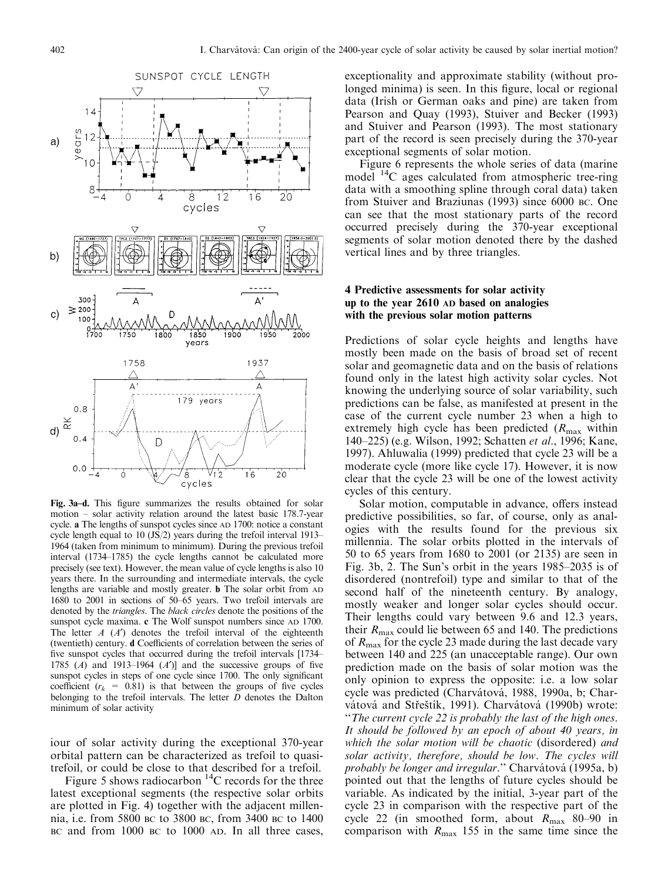**Fig. 3a–d.** This figure summarizes the results obtained for solar motion – solar activity relation around the latest basic 178.7-year cycle. **a** The lengths of sunspot cycles since AD 1700: notice a constant cycle length equal to 10 (JS/2) years during the trefoil interval 1913–1964 (taken from minimum to minimum). During the previous trefoil interval (1734–1785) the cycle lengths cannot be calculated more precisely (see text). However, the mean value of cycle lengths is also 10 years there. In the surrounding and intermediate intervals, the cycle lengths are variable and mostly greater. **b** The solar orbit from AD 1680 to 2001 in sections of 50–65 years. Two trefoil intervals are denoted by the *triangles*. The *black circles* denote the positions of the sunspot cycle maxima. **c** The Wolf sunspot numbers since AD 1700. The letter *A* (*A′*) denotes the trefoil interval of the eighteenth (twentieth) century. **d** Coefficients of correlation between the series of five sunspot cycles that occurred during the trefoil intervals [1734–1785 (*A*) and 1913–1964 (*A′*)] and the successive groups of five sunspot cycles in steps of one cycle since 1700. The only significant coefficient ($r_k$ = 0.81) is that between the groups of five cycles belonging to the trefoil intervals. The letter *D* denotes the Dalton minimum of solar activity

iour of solar activity during the exceptional 370-year orbital pattern can be characterized as trefoil to quasi-trefoil, or could be close to that described for a trefoil.

Figure 5 shows radiocarbon $^{14}C$ records for the three latest exceptional segments (the respective solar orbits are plotted in Fig. 4) together with the adjacent millennia, i.e. from 5800 BC to 3800 BC, from 3400 BC to 1400 BC and from 1000 BC to 1000 AD. In all three cases, exceptionality and approximate stability (without prolonged minima) is seen. In this figure, local or regional data (Irish or German oaks and pine) are taken from Pearson and Quay (1993), Stuiver and Becker (1993) and Stuiver and Pearson (1993). The most stationary part of the record is seen precisely during the 370-year exceptional segments of solar motion.

Figure 6 represents the whole series of data (marine model $^{14}C$ ages calculated from atmospheric tree-ring data with a smoothing spline through coral data) taken from Stuiver and Braziunas (1993) since 6000 BC. One can see that the most stationary parts of the record occurred precisely during the 370-year exceptional segments of solar motion denoted there by the dashed vertical lines and by three triangles.

## 4 Predictive assessments for solar activity up to the year 2610 AD based on analogies with the previous solar motion patterns

Predictions of solar cycle heights and lengths have mostly been made on the basis of broad set of recent solar and geomagnetic data and on the basis of relations found only in the latest high activity solar cycles. Not knowing the underlying source of solar variability, such predictions can be false, as manifested at present in the case of the current cycle number 23 when a high to extremely high cycle has been predicted ($R_{max}$ within 140–225) (e.g. Wilson, 1992; Schatten *et al*., 1996; Kane, 1997). Ahluwalia (1999) predicted that cycle 23 will be a moderate cycle (more like cycle 17). However, it is now clear that the cycle 23 will be one of the lowest activity cycles of this century.

Solar motion, computable in advance, offers instead predictive possibilities, so far, of course, only as analogies with the results found for the previous six millennia. The solar orbits plotted in the intervals of 50 to 65 years from 1680 to 2001 (or 2135) are seen in Fig. 3b, 2. The Sun's orbit in the years 1985–2035 is of disordered (nontrefoil) type and similar to that of the second half of the nineteenth century. By analogy, mostly weaker and longer solar cycles should occur. Their lengths could vary between 9.6 and 12.3 years, their $R_{max}$ could lie between 65 and 140. The predictions of $R_{max}$ for the cycle 23 made during the last decade vary between 140 and 225 (an unacceptable range). Our own prediction made on the basis of solar motion was the only opinion to express the opposite: i.e. a low solar cycle was predicted (Charvátová, 1988, 1990a, b; Charvátová and Střeštík, 1991). Charvátová (1990b) wrote: "*The current cycle 22 is probably the last of the high ones. It should be followed by an epoch of about 40 years, in which the solar motion will be chaotic* (disordered) *and solar activity, therefore, should be low. The cycles will probably be longer and irregular*." Charvátová (1995a, b) pointed out that the lengths of future cycles should be variable. As indicated by the initial, 3-year part of the cycle 23 in comparison with the respective part of the cycle 22 (in smoothed form, about $R_{max}$ 80–90 in comparison with $R_{max}$ 155 in the same time since the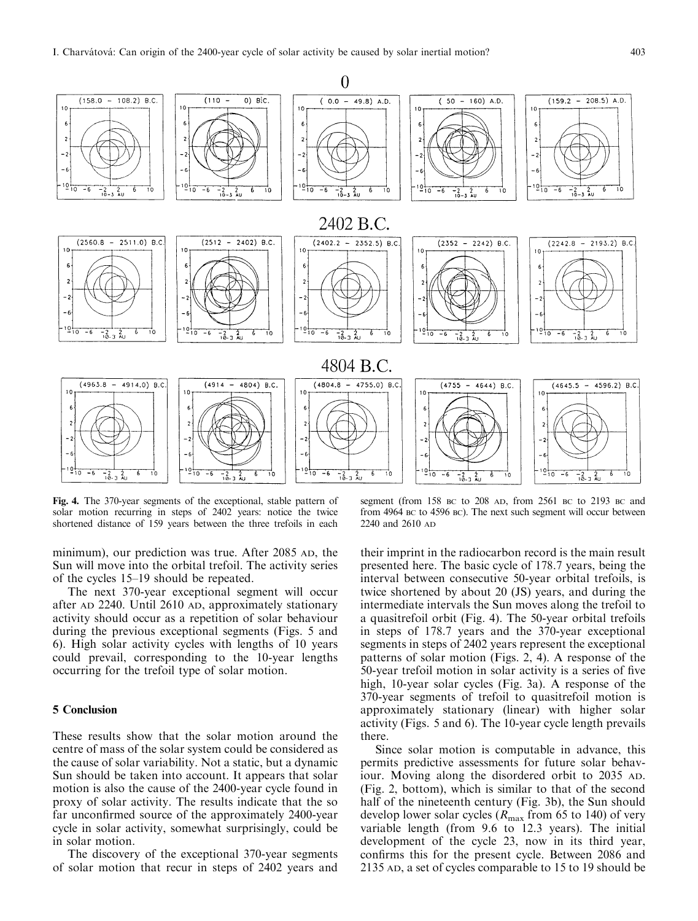Fig. 4. The 370-year segments of the exceptional, stable pattern of solar motion recurring in steps of 2402 years: notice the twice shortened distance of 159 years between the three trefoils in each segment (from 158 BC to 208 AD, from 2561 BC to 2193 BC and from 4964 BC to 4596 BC). The next such segment will occur between 2240 and 2610 AD

minimum), our prediction was true. After 2085 AD, the Sun will move into the orbital trefoil. The activity series of the cycles 15–19 should be repeated.

The next 370-year exceptional segment will occur after AD 2240. Until 2610 AD, approximately stationary activity should occur as a repetition of solar behaviour during the previous exceptional segments (Figs. 5 and 6). High solar activity cycles with lengths of 10 years could prevail, corresponding to the 10-year lengths occurring for the trefoil type of solar motion.

## 5 Conclusion

These results show that the solar motion around the centre of mass of the solar system could be considered as the cause of solar variability. Not a static, but a dynamic Sun should be taken into account. It appears that solar motion is also the cause of the 2400-year cycle found in proxy of solar activity. The results indicate that the so far unconfirmed source of the approximately 2400-year cycle in solar activity, somewhat surprisingly, could be in solar motion.

The discovery of the exceptional 370-year segments of solar motion that recur in steps of 2402 years and their imprint in the radiocarbon record is the main result presented here. The basic cycle of 178.7 years, being the interval between consecutive 50-year orbital trefoils, is twice shortened by about 20 (JS) years, and during the intermediate intervals the Sun moves along the trefoil to a quasitrefoil orbit (Fig. 4). The 50-year orbital trefoils in steps of 178.7 years and the 370-year exceptional segments in steps of 2402 years represent the exceptional patterns of solar motion (Figs. 2, 4). A response of the 50-year trefoil motion in solar activity is a series of five high, 10-year solar cycles (Fig. 3a). A response of the 370-year segments of trefoil to quasitrefoil motion is approximately stationary (linear) with higher solar activity (Figs. 5 and 6). The 10-year cycle length prevails there.

Since solar motion is computable in advance, this permits predictive assessments for future solar behaviour. Moving along the disordered orbit to 2035 AD. (Fig. 2, bottom), which is similar to that of the second half of the nineteenth century (Fig. 3b), the Sun should develop lower solar cycles ($R_{max}$ from 65 to 140) of very variable length (from 9.6 to 12.3 years). The initial development of the cycle 23, now in its third year, confirms this for the present cycle. Between 2086 and 2135 AD, a set of cycles comparable to 15 to 19 should be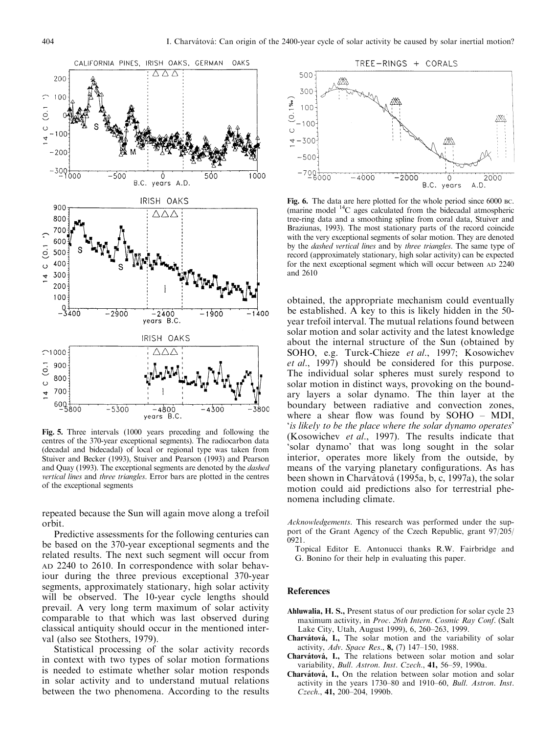Fig. 5. Three intervals (1000 years preceding and following the centres of the 370-year exceptional segments). The radiocarbon data (decadal and bidecadal) of local or regional type was taken from Stuiver and Becker (1993), Stuiver and Pearson (1993) and Pearson and Quay (1993). The exceptional segments are denoted by the *dashed vertical lines* and *three triangles*. Error bars are plotted in the centres of the exceptional segments

Fig. 6. The data are here plotted for the whole period since 6000 BC. (marine model $^{14}C$ ages calculated from the bidecadal atmospheric tree-ring data and a smoothing spline from coral data, Stuiver and Braziunas, 1993). The most stationary parts of the record coincide with the very exceptional segments of solar motion. They are denoted by the *dashed vertical lines* and by *three triangles*. The same type of record (approximately stationary, high solar activity) can be expected for the next exceptional segment which will occur between AD 2240 and 2610

repeated because the Sun will again move along a trefoil orbit.

Predictive assessments for the following centuries can be based on the 370-year exceptional segments and the related results. The next such segment will occur from AD 2240 to 2610. In correspondence with solar behaviour during the three previous exceptional 370-year segments, approximately stationary, high solar activity will be observed. The 10-year cycle lengths should prevail. A very long term maximum of solar activity comparable to that which was last observed during classical antiquity should occur in the mentioned interval (also see Stothers, 1979).

Statistical processing of the solar activity records in context with two types of solar motion formations is needed to estimate whether solar motion responds in solar activity and to understand mutual relations between the two phenomena. According to the results obtained, the appropriate mechanism could eventually be established. A key to this is likely hidden in the 50-year trefoil interval. The mutual relations found between solar motion and solar activity and the latest knowledge about the internal structure of the Sun (obtained by SOHO, e.g. Turck-Chieze *et al*., 1997; Kosowichev *et al*., 1997) should be considered for this purpose. The individual solar spheres must surely respond to solar motion in distinct ways, provoking on the boundary layers a solar dynamo. The thin layer at the boundary between radiative and convection zones, where a shear flow was found by SOHO – MDI, '*is likely to be the place where the solar dynamo operates*' (Kosowichev *et al*., 1997). The results indicate that 'solar dynamo' that was long sought in the solar interior, operates more likely from the outside, by means of the varying planetary configurations. As has been shown in Charvátová (1995a, b, c, 1997a), the solar motion could aid predictions also for terrestrial phenomena including climate.

*Acknowledgements*. This research was performed under the support of the Grant Agency of the Czech Republic, grant 97/205/0921.

Topical Editor E. Antonucci thanks R.W. Fairbridge and G. Bonino for their help in evaluating this paper.

## References

**Ahluwalia, H. S.,** Present status of our prediction for solar cycle 23 maximum activity, in *Proc. 26th Intern. Cosmic Ray Conf*. (Salt Lake City, Utah, August 1999), 6, 260–263, 1999.

**Charvátová, I.,** The solar motion and the variability of solar activity, *Adv. Space Res*., **8,** (7) 147–150, 1988.

**Charvátová, I.,** The relations between solar motion and solar variability, *Bull. Astron. Inst. Czech*., **41,** 56–59, 1990a.

**Charvátová, I.,** On the relation between solar motion and solar activity in the years 1730–80 and 1910–60, *Bull. Astron. Inst. Czech*., **41,** 200–204, 1990b.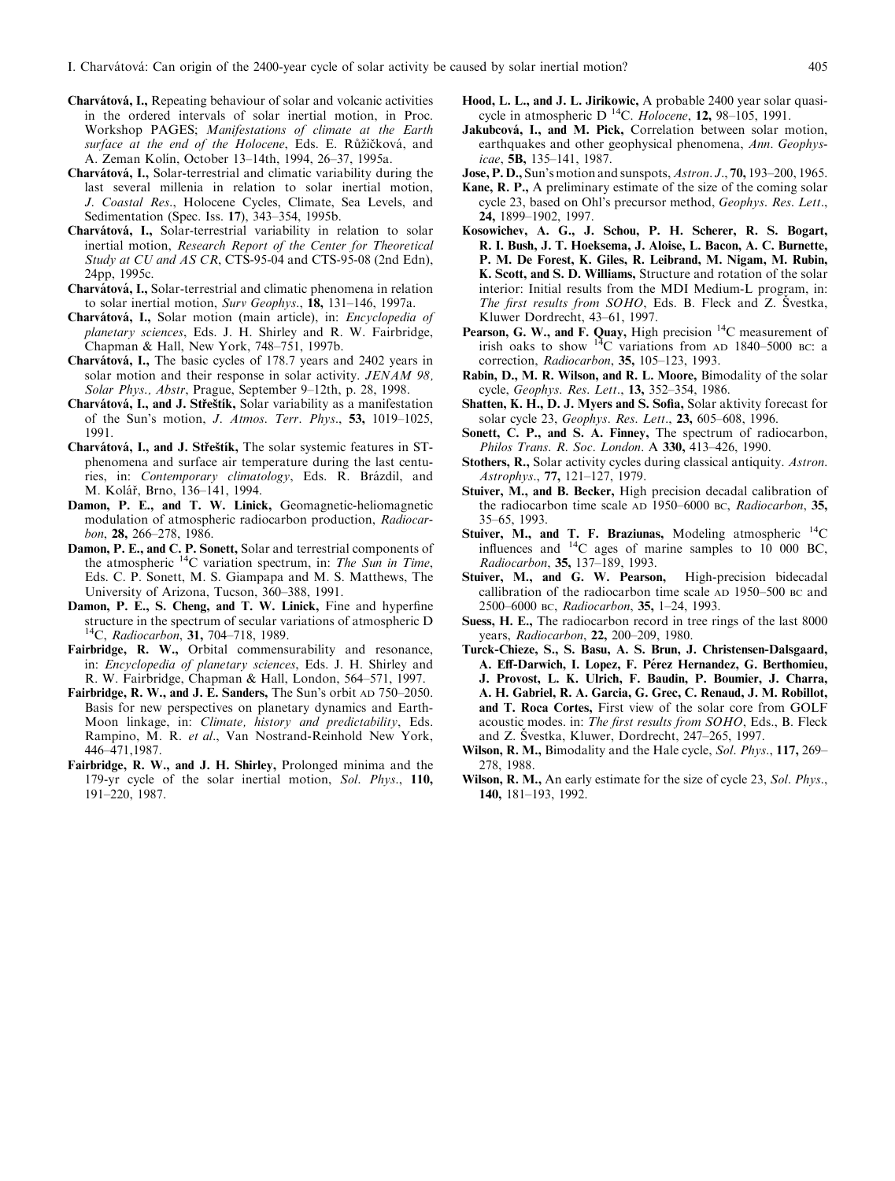**Charvátová, I.,** Repeating behaviour of solar and volcanic activities in the ordered intervals of solar inertial motion, in Proc. Workshop PAGES; *Manifestations of climate at the Earth surface at the end of the Holocene*, Eds. E. Růžičková, and A. Zeman Kolín, October 13–14th, 1994, 26–37, 1995a.

**Charvátová, I.,** Solar-terrestrial and climatic variability during the last several millenia in relation to solar inertial motion, *J. Coastal Res.*, Holocene Cycles, Climate, Sea Levels, and Sedimentation (Spec. Iss. **17**), 343–354, 1995b.

**Charvátová, I.,** Solar-terrestrial variability in relation to solar inertial motion, *Research Report of the Center for Theoretical Study at CU and AS CR*, CTS-95-04 and CTS-95-08 (2nd Edn), 24pp, 1995c.

**Charvátová, I.,** Solar-terrestrial and climatic phenomena in relation to solar inertial motion, *Surv Geophys.*, **18,** 131–146, 1997a.

**Charvátová, I.,** Solar motion (main article), in: *Encyclopedia of planetary sciences*, Eds. J. H. Shirley and R. W. Fairbridge, Chapman & Hall, New York, 748–751, 1997b.

**Charvátová, I.,** The basic cycles of 178.7 years and 2402 years in solar motion and their response in solar activity. *JENAM 98, Solar Phys., Abstr*, Prague, September 9–12th, p. 28, 1998.

**Charvátová, I., and J. Střeštík,** Solar variability as a manifestation of the Sun's motion, *J. Atmos. Terr. Phys.*, **53,** 1019–1025, 1991.

**Charvátová, I., and J. Střeštík,** The solar systemic features in ST-phenomena and surface air temperature during the last centuries, in: *Contemporary climatology*, Eds. R. Brázdil, and M. Kolář, Brno, 136–141, 1994.

**Damon, P. E., and T. W. Linick,** Geomagnetic-heliomagnetic modulation of atmospheric radiocarbon production, *Radiocarbon*, **28,** 266–278, 1986.

**Damon, P. E., and C. P. Sonett,** Solar and terrestrial components of the atmospheric $^{14}$C variation spectrum, in: *The Sun in Time*, Eds. C. P. Sonett, M. S. Giampapa and M. S. Matthews, The University of Arizona, Tucson, 360–388, 1991.

**Damon, P. E., S. Cheng, and T. W. Linick,** Fine and hyperfine structure in the spectrum of secular variations of atmospheric D $^{14}$C, *Radiocarbon*, **31,** 704–718, 1989.

**Fairbridge, R. W.,** Orbital commensurability and resonance, in: *Encyclopedia of planetary sciences*, Eds. J. H. Shirley and R. W. Fairbridge, Chapman & Hall, London, 564–571, 1997.

**Fairbridge, R. W., and J. E. Sanders,** The Sun's orbit AD 750–2050. Basis for new perspectives on planetary dynamics and Earth-Moon linkage, in: *Climate, history and predictability*, Eds. Rampino, M. R. *et al*., Van Nostrand-Reinhold New York, 446–471,1987.

**Fairbridge, R. W., and J. H. Shirley,** Prolonged minima and the 179-yr cycle of the solar inertial motion, *Sol. Phys.*, **110,** 191–220, 1987.

**Hood, L. L., and J. L. Jirikowic,** A probable 2400 year solar quasi-cycle in atmospheric D $^{14}$C. *Holocene*, **12,** 98–105, 1991.

**Jakubcová, I., and M. Pick,** Correlation between solar motion, earthquakes and other geophysical phenomena, *Ann. Geophysicae*, **5B,** 135–141, 1987.

**Jose, P. D.,** Sun's motion and sunspots, *Astron. J.*, **70,** 193–200, 1965.

**Kane, R. P.,** A preliminary estimate of the size of the coming solar cycle 23, based on Ohl's precursor method, *Geophys. Res. Lett.*, **24,** 1899–1902, 1997.

**Kosowichev, A. G., J. Schou, P. H. Scherer, R. S. Bogart, R. I. Bush, J. T. Hoeksema, J. Aloise, L. Bacon, A. C. Burnette, P. M. De Forest, K. Giles, R. Leibrand, M. Nigam, M. Rubin, K. Scott, and S. D. Williams,** Structure and rotation of the solar interior: Initial results from the MDI Medium-L program, in: *The first results from SOHO*, Eds. B. Fleck and Z. Švestka, Kluwer Dordrecht, 43–61, 1997.

**Pearson, G. W., and F. Quay,** High precision $^{14}$C measurement of irish oaks to show $^{14}$C variations from AD 1840–5000 BC: a correction, *Radiocarbon*, **35,** 105–123, 1993.

**Rabin, D., M. R. Wilson, and R. L. Moore,** Bimodality of the solar cycle, *Geophys. Res. Lett.*, **13,** 352–354, 1986.

**Shatten, K. H., D. J. Myers and S. Sofia,** Solar aktivity forecast for solar cycle 23, *Geophys. Res. Lett.*, **23,** 605–608, 1996.

**Sonett, C. P., and S. A. Finney,** The spectrum of radiocarbon, *Philos Trans. R. Soc. London*. A **330,** 413–426, 1990.

**Stothers, R.,** Solar activity cycles during classical antiquity. *Astron. Astrophys.*, **77,** 121–127, 1979.

**Stuiver, M., and B. Becker,** High precision decadal calibration of the radiocarbon time scale AD 1950–6000 BC, *Radiocarbon*, **35,** 35–65, 1993.

**Stuiver, M., and T. F. Braziunas,** Modeling atmospheric $^{14}$C influences and $^{14}$C ages of marine samples to 10 000 BC, *Radiocarbon*, **35,** 137–189, 1993.

**Stuiver, M., and G. W. Pearson,** High-precision bidecadal callibration of the radiocarbon time scale AD 1950–500 BC and 2500–6000 BC, *Radiocarbon*, **35,** 1–24, 1993.

**Suess, H. E.,** The radiocarbon record in tree rings of the last 8000 years, *Radiocarbon*, **22,** 200–209, 1980.

**Turck-Chieze, S., S. Basu, A. S. Brun, J. Christensen-Dalsgaard, A. Eff-Darwich, I. Lopez, F. Pérez Hernandez, G. Berthomieu, J. Provost, L. K. Ulrich, F. Baudin, P. Boumier, J. Charra, A. H. Gabriel, R. A. Garcia, G. Grec, C. Renaud, J. M. Robillot, and T. Roca Cortes,** First view of the solar core from GOLF acoustic modes. in: *The first results from SOHO*, Eds., B. Fleck and Z. Švestka, Kluwer, Dordrecht, 247–265, 1997.

**Wilson, R. M.,** Bimodality and the Hale cycle, *Sol. Phys.*, **117,** 269–278, 1988.

**Wilson, R. M.,** An early estimate for the size of cycle 23, *Sol. Phys.*, **140,** 181–193, 1992.